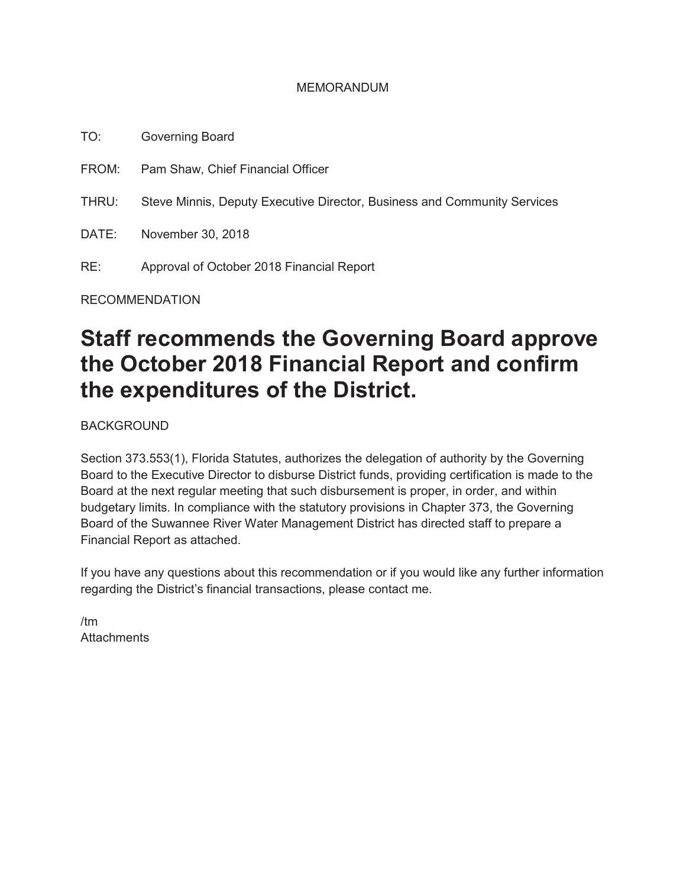MEMORANDUM

TO: Governing Board

FROM: Pam Shaw, Chief Financial Officer

THRU: Steve Minnis, Deputy Executive Director, Business and Community Services

DATE: November 30, 2018

RE: Approval of October 2018 Financial Report

RECOMMENDATION

# Staff recommends the Governing Board approve the October 2018 Financial Report and confirm the expenditures of the District.

BACKGROUND

Section 373.553(1), Florida Statutes, authorizes the delegation of authority by the Governing Board to the Executive Director to disburse District funds, providing certification is made to the Board at the next regular meeting that such disbursement is proper, in order, and within budgetary limits. In compliance with the statutory provisions in Chapter 373, the Governing Board of the Suwannee River Water Management District has directed staff to prepare a Financial Report as attached.

If you have any questions about this recommendation or if you would like any further information regarding the District's financial transactions, please contact me.

/tm
Attachments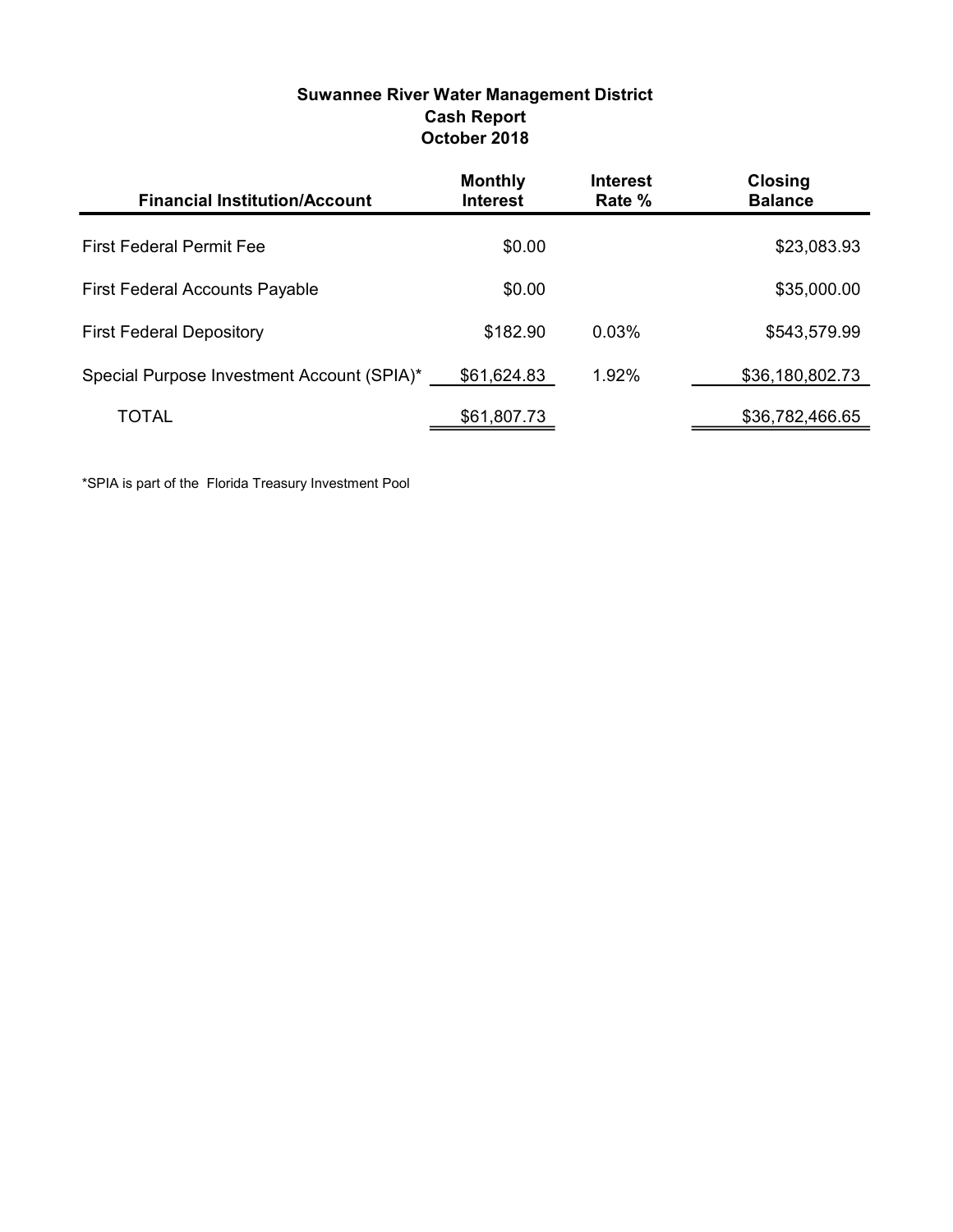**Suwannee River Water Management District**
**Cash Report**
**October 2018**

| Financial Institution/Account | Monthly Interest | Interest Rate % | Closing Balance |
| --- | --- | --- | --- |
| First Federal Permit Fee | $0.00 | | $23,083.93 |
| First Federal Accounts Payable | $0.00 | | $35,000.00 |
| First Federal Depository | $182.90 | 0.03% | $543,579.99 |
| Special Purpose Investment Account (SPIA)* | $61,624.83 | 1.92% | $36,180,802.73 |
| TOTAL | $61,807.73 | | $36,782,466.65 |

*SPIA is part of the Florida Treasury Investment Pool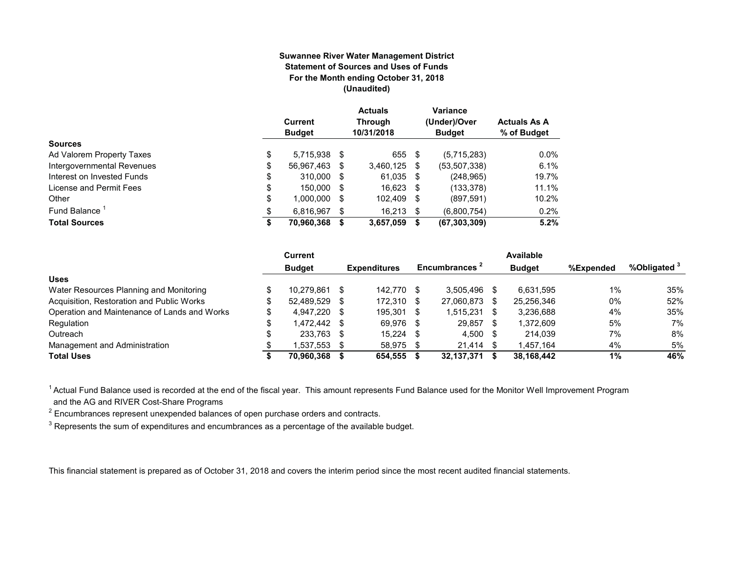**Suwannee River Water Management District**
**Statement of Sources and Uses of Funds**
**For the Month ending October 31, 2018**
**(Unaudited)**

| | Current Budget | Actuals Through 10/31/2018 | Variance (Under)/Over Budget | Actuals As A % of Budget |
|---|---|---|---|---|
| **Sources** | | | | |
| Ad Valorem Property Taxes | $ 5,715,938 | $ 655 | $ (5,715,283) | 0.0% |
| Intergovernmental Revenues | $ 56,967,463 | $ 3,460,125 | $ (53,507,338) | 6.1% |
| Interest on Invested Funds | $ 310,000 | $ 61,035 | $ (248,965) | 19.7% |
| License and Permit Fees | $ 150,000 | $ 16,623 | $ (133,378) | 11.1% |
| Other | $ 1,000,000 | $ 102,409 | $ (897,591) | 10.2% |
| Fund Balance [1] | $ 6,816,967 | $ 16,213 | $ (6,800,754) | 0.2% |
| **Total Sources** | **$ 70,960,368** | **$ 3,657,059** | **$ (67,303,309)** | **5.2%** |

| | Current Budget | Expenditures | Encumbrances [2] | Available Budget | %Expended | %Obligated [3] |
|---|---|---|---|---|---|---|
| **Uses** | | | | | | |
| Water Resources Planning and Monitoring | $ 10,279,861 | $ 142,770 | $ 3,505,496 | $ 6,631,595 | 1% | 35% |
| Acquisition, Restoration and Public Works | $ 52,489,529 | $ 172,310 | $ 27,060,873 | $ 25,256,346 | 0% | 52% |
| Operation and Maintenance of Lands and Works | $ 4,947,220 | $ 195,301 | $ 1,515,231 | $ 3,236,688 | 4% | 35% |
| Regulation | $ 1,472,442 | $ 69,976 | $ 29,857 | $ 1,372,609 | 5% | 7% |
| Outreach | $ 233,763 | $ 15,224 | $ 4,500 | $ 214,039 | 7% | 8% |
| Management and Administration | $ 1,537,553 | $ 58,975 | $ 21,414 | $ 1,457,164 | 4% | 5% |
| **Total Uses** | **$ 70,960,368** | **$ 654,555** | **$ 32,137,371** | **$ 38,168,442** | **1%** | **46%** |

[1] Actual Fund Balance used is recorded at the end of the fiscal year. This amount represents Fund Balance used for the Monitor Well Improvement Program and the AG and RIVER Cost-Share Programs

[2] Encumbrances represent unexpended balances of open purchase orders and contracts.

[3] Represents the sum of expenditures and encumbrances as a percentage of the available budget.

This financial statement is prepared as of October 31, 2018 and covers the interim period since the most recent audited financial statements.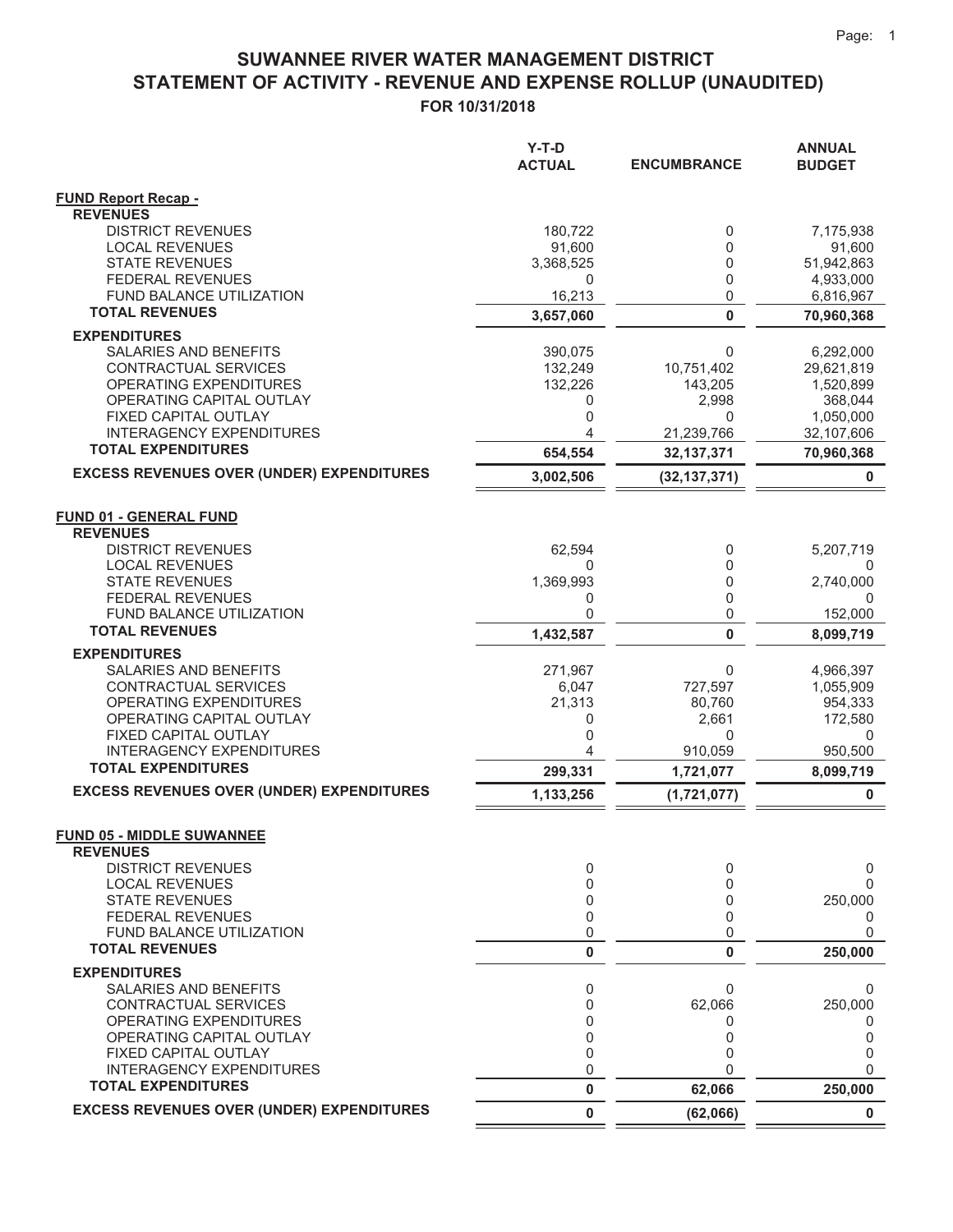# SUWANNEE RIVER WATER MANAGEMENT DISTRICT
## STATEMENT OF ACTIVITY - REVENUE AND EXPENSE ROLLUP (UNAUDITED)
### FOR 10/31/2018

| | Y-T-D ACTUAL | ENCUMBRANCE | ANNUAL BUDGET |
|---|---|---|---|
| **FUND Report Recap -** | | | |
| **REVENUES** | | | |
| DISTRICT REVENUES | 180,722 | 0 | 7,175,938 |
| LOCAL REVENUES | 91,600 | 0 | 91,600 |
| STATE REVENUES | 3,368,525 | 0 | 51,942,863 |
| FEDERAL REVENUES | 0 | 0 | 4,933,000 |
| FUND BALANCE UTILIZATION | 16,213 | 0 | 6,816,967 |
| **TOTAL REVENUES** | **3,657,060** | **0** | **70,960,368** |
| **EXPENDITURES** | | | |
| SALARIES AND BENEFITS | 390,075 | 0 | 6,292,000 |
| CONTRACTUAL SERVICES | 132,249 | 10,751,402 | 29,621,819 |
| OPERATING EXPENDITURES | 132,226 | 143,205 | 1,520,899 |
| OPERATING CAPITAL OUTLAY | 0 | 2,998 | 368,044 |
| FIXED CAPITAL OUTLAY | 0 | 0 | 1,050,000 |
| INTERAGENCY EXPENDITURES | 4 | 21,239,766 | 32,107,606 |
| **TOTAL EXPENDITURES** | **654,554** | **32,137,371** | **70,960,368** |
| **EXCESS REVENUES OVER (UNDER) EXPENDITURES** | **3,002,506** | **(32,137,371)** | **0** |
| **FUND 01 - GENERAL FUND** | | | |
| **REVENUES** | | | |
| DISTRICT REVENUES | 62,594 | 0 | 5,207,719 |
| LOCAL REVENUES | 0 | 0 | 0 |
| STATE REVENUES | 1,369,993 | 0 | 2,740,000 |
| FEDERAL REVENUES | 0 | 0 | 0 |
| FUND BALANCE UTILIZATION | 0 | 0 | 152,000 |
| **TOTAL REVENUES** | **1,432,587** | **0** | **8,099,719** |
| **EXPENDITURES** | | | |
| SALARIES AND BENEFITS | 271,967 | 0 | 4,966,397 |
| CONTRACTUAL SERVICES | 6,047 | 727,597 | 1,055,909 |
| OPERATING EXPENDITURES | 21,313 | 80,760 | 954,333 |
| OPERATING CAPITAL OUTLAY | 0 | 2,661 | 172,580 |
| FIXED CAPITAL OUTLAY | 0 | 0 | 0 |
| INTERAGENCY EXPENDITURES | 4 | 910,059 | 950,500 |
| **TOTAL EXPENDITURES** | **299,331** | **1,721,077** | **8,099,719** |
| **EXCESS REVENUES OVER (UNDER) EXPENDITURES** | **1,133,256** | **(1,721,077)** | **0** |
| **FUND 05 - MIDDLE SUWANNEE** | | | |
| **REVENUES** | | | |
| DISTRICT REVENUES | 0 | 0 | 0 |
| LOCAL REVENUES | 0 | 0 | 0 |
| STATE REVENUES | 0 | 0 | 250,000 |
| FEDERAL REVENUES | 0 | 0 | 0 |
| FUND BALANCE UTILIZATION | 0 | 0 | 0 |
| **TOTAL REVENUES** | **0** | **0** | **250,000** |
| **EXPENDITURES** | | | |
| SALARIES AND BENEFITS | 0 | 0 | 0 |
| CONTRACTUAL SERVICES | 0 | 62,066 | 250,000 |
| OPERATING EXPENDITURES | 0 | 0 | 0 |
| OPERATING CAPITAL OUTLAY | 0 | 0 | 0 |
| FIXED CAPITAL OUTLAY | 0 | 0 | 0 |
| INTERAGENCY EXPENDITURES | 0 | 0 | 0 |
| **TOTAL EXPENDITURES** | **0** | **62,066** | **250,000** |
| **EXCESS REVENUES OVER (UNDER) EXPENDITURES** | **0** | **(62,066)** | **0** |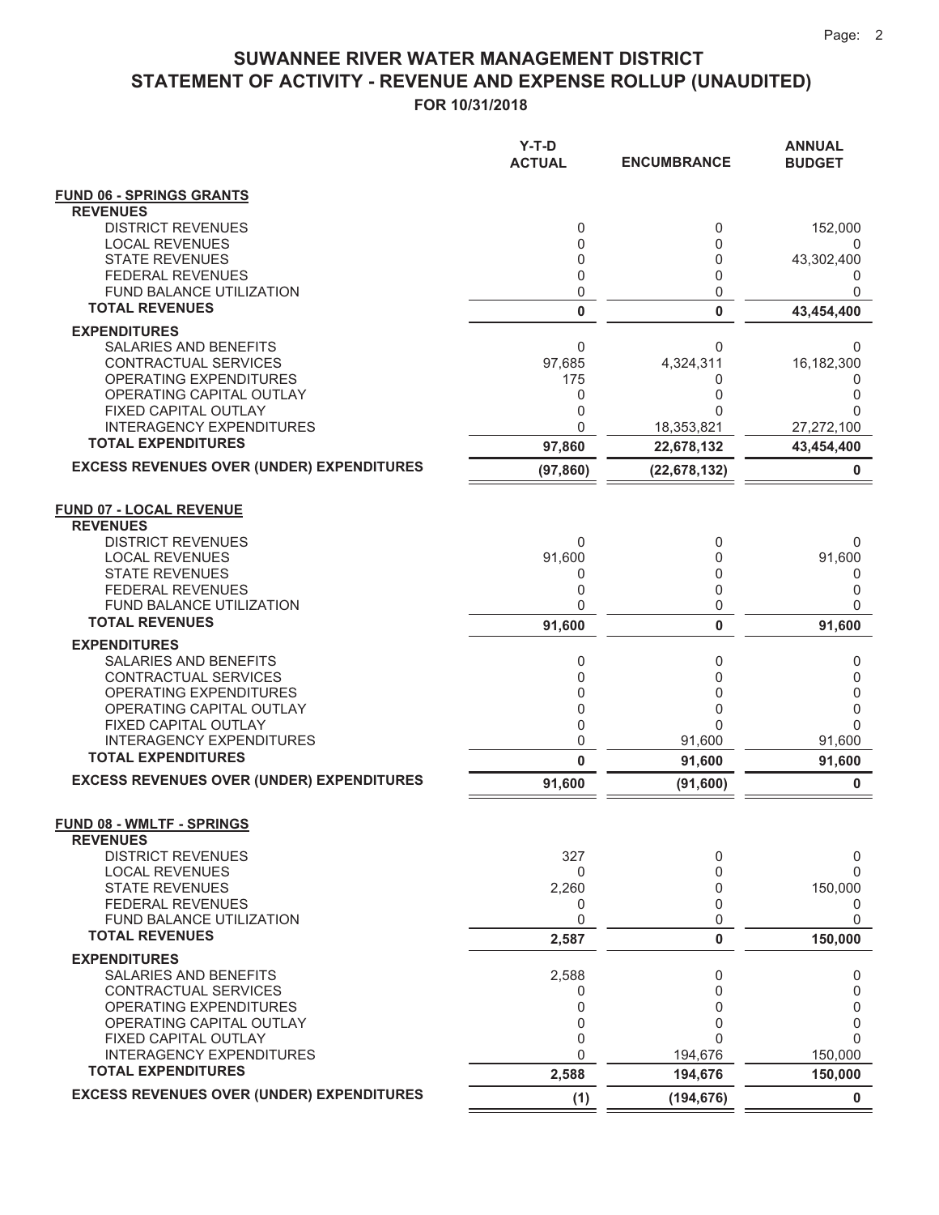# SUWANNEE RIVER WATER MANAGEMENT DISTRICT
## STATEMENT OF ACTIVITY - REVENUE AND EXPENSE ROLLUP (UNAUDITED)
### FOR 10/31/2018

| | Y-T-D ACTUAL | ENCUMBRANCE | ANNUAL BUDGET |
|---|---|---|---|
| **FUND 06 - SPRINGS GRANTS** | | | |
| **REVENUES** | | | |
| DISTRICT REVENUES | 0 | 0 | 152,000 |
| LOCAL REVENUES | 0 | 0 | 0 |
| STATE REVENUES | 0 | 0 | 43,302,400 |
| FEDERAL REVENUES | 0 | 0 | 0 |
| FUND BALANCE UTILIZATION | 0 | 0 | 0 |
| **TOTAL REVENUES** | **0** | **0** | **43,454,400** |
| **EXPENDITURES** | | | |
| SALARIES AND BENEFITS | 0 | 0 | 0 |
| CONTRACTUAL SERVICES | 97,685 | 4,324,311 | 16,182,300 |
| OPERATING EXPENDITURES | 175 | 0 | 0 |
| OPERATING CAPITAL OUTLAY | 0 | 0 | 0 |
| FIXED CAPITAL OUTLAY | 0 | 0 | 0 |
| INTERAGENCY EXPENDITURES | 0 | 18,353,821 | 27,272,100 |
| **TOTAL EXPENDITURES** | **97,860** | **22,678,132** | **43,454,400** |
| **EXCESS REVENUES OVER (UNDER) EXPENDITURES** | **(97,860)** | **(22,678,132)** | **0** |
| **FUND 07 - LOCAL REVENUE** | | | |
| **REVENUES** | | | |
| DISTRICT REVENUES | 0 | 0 | 0 |
| LOCAL REVENUES | 91,600 | 0 | 91,600 |
| STATE REVENUES | 0 | 0 | 0 |
| FEDERAL REVENUES | 0 | 0 | 0 |
| FUND BALANCE UTILIZATION | 0 | 0 | 0 |
| **TOTAL REVENUES** | **91,600** | **0** | **91,600** |
| **EXPENDITURES** | | | |
| SALARIES AND BENEFITS | 0 | 0 | 0 |
| CONTRACTUAL SERVICES | 0 | 0 | 0 |
| OPERATING EXPENDITURES | 0 | 0 | 0 |
| OPERATING CAPITAL OUTLAY | 0 | 0 | 0 |
| FIXED CAPITAL OUTLAY | 0 | 0 | 0 |
| INTERAGENCY EXPENDITURES | 0 | 91,600 | 91,600 |
| **TOTAL EXPENDITURES** | **0** | **91,600** | **91,600** |
| **EXCESS REVENUES OVER (UNDER) EXPENDITURES** | **91,600** | **(91,600)** | **0** |
| **FUND 08 - WMLTF - SPRINGS** | | | |
| **REVENUES** | | | |
| DISTRICT REVENUES | 327 | 0 | 0 |
| LOCAL REVENUES | 0 | 0 | 0 |
| STATE REVENUES | 2,260 | 0 | 150,000 |
| FEDERAL REVENUES | 0 | 0 | 0 |
| FUND BALANCE UTILIZATION | 0 | 0 | 0 |
| **TOTAL REVENUES** | **2,587** | **0** | **150,000** |
| **EXPENDITURES** | | | |
| SALARIES AND BENEFITS | 2,588 | 0 | 0 |
| CONTRACTUAL SERVICES | 0 | 0 | 0 |
| OPERATING EXPENDITURES | 0 | 0 | 0 |
| OPERATING CAPITAL OUTLAY | 0 | 0 | 0 |
| FIXED CAPITAL OUTLAY | 0 | 0 | 0 |
| INTERAGENCY EXPENDITURES | 0 | 194,676 | 150,000 |
| **TOTAL EXPENDITURES** | **2,588** | **194,676** | **150,000** |
| **EXCESS REVENUES OVER (UNDER) EXPENDITURES** | **(1)** | **(194,676)** | **0** |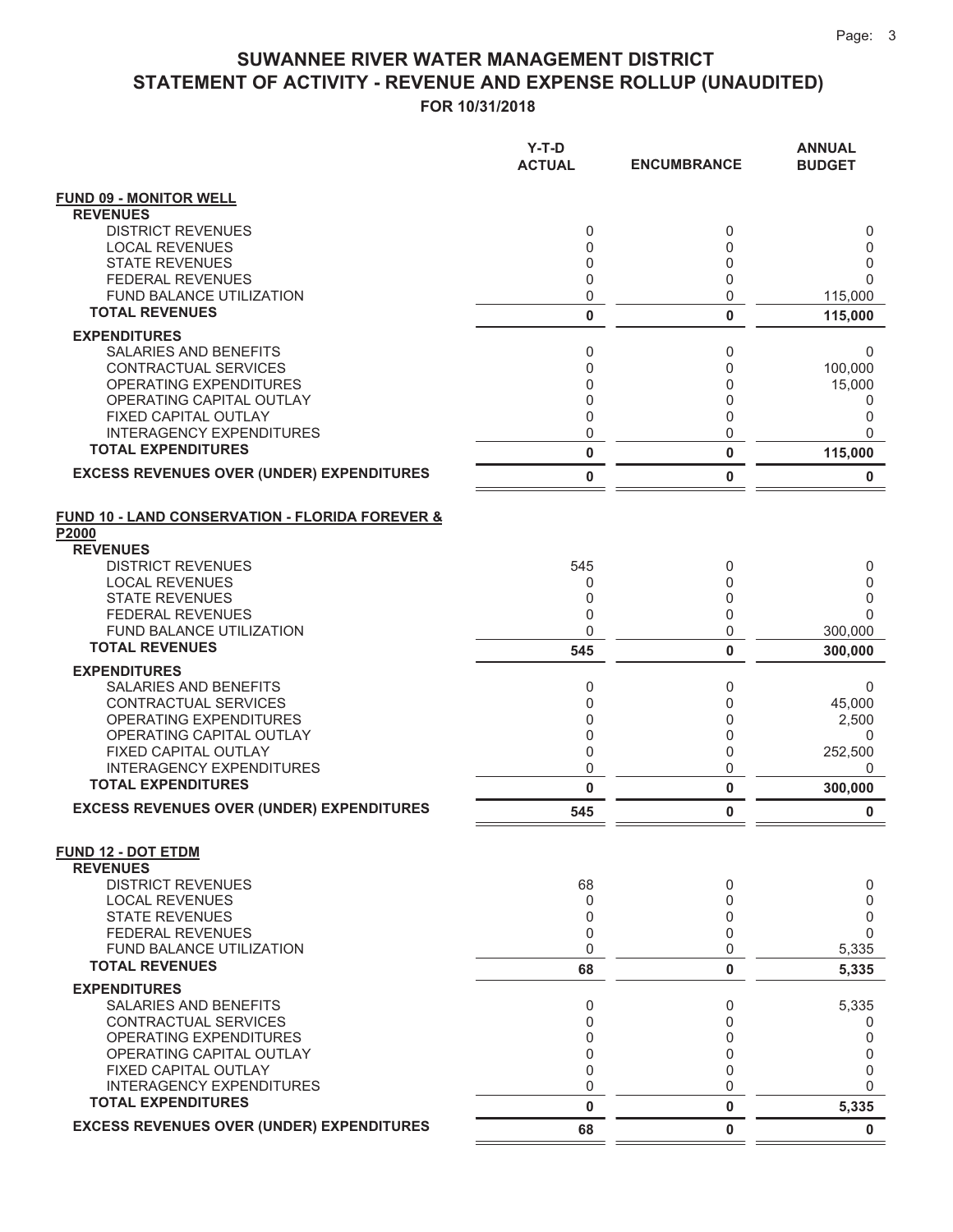# SUWANNEE RIVER WATER MANAGEMENT DISTRICT
## STATEMENT OF ACTIVITY - REVENUE AND EXPENSE ROLLUP (UNAUDITED)
### FOR 10/31/2018

| | Y-T-D ACTUAL | ENCUMBRANCE | ANNUAL BUDGET |
|---|---|---|---|
| **FUND 09 - MONITOR WELL** | | | |
| **REVENUES** | | | |
| DISTRICT REVENUES | 0 | 0 | 0 |
| LOCAL REVENUES | 0 | 0 | 0 |
| STATE REVENUES | 0 | 0 | 0 |
| FEDERAL REVENUES | 0 | 0 | 0 |
| FUND BALANCE UTILIZATION | 0 | 0 | 115,000 |
| **TOTAL REVENUES** | **0** | **0** | **115,000** |
| **EXPENDITURES** | | | |
| SALARIES AND BENEFITS | 0 | 0 | 0 |
| CONTRACTUAL SERVICES | 0 | 0 | 100,000 |
| OPERATING EXPENDITURES | 0 | 0 | 15,000 |
| OPERATING CAPITAL OUTLAY | 0 | 0 | 0 |
| FIXED CAPITAL OUTLAY | 0 | 0 | 0 |
| INTERAGENCY EXPENDITURES | 0 | 0 | 0 |
| **TOTAL EXPENDITURES** | **0** | **0** | **115,000** |
| **EXCESS REVENUES OVER (UNDER) EXPENDITURES** | **0** | **0** | **0** |
| **FUND 10 - LAND CONSERVATION - FLORIDA FOREVER & P2000** | | | |
| **REVENUES** | | | |
| DISTRICT REVENUES | 545 | 0 | 0 |
| LOCAL REVENUES | 0 | 0 | 0 |
| STATE REVENUES | 0 | 0 | 0 |
| FEDERAL REVENUES | 0 | 0 | 0 |
| FUND BALANCE UTILIZATION | 0 | 0 | 300,000 |
| **TOTAL REVENUES** | **545** | **0** | **300,000** |
| **EXPENDITURES** | | | |
| SALARIES AND BENEFITS | 0 | 0 | 0 |
| CONTRACTUAL SERVICES | 0 | 0 | 45,000 |
| OPERATING EXPENDITURES | 0 | 0 | 2,500 |
| OPERATING CAPITAL OUTLAY | 0 | 0 | 0 |
| FIXED CAPITAL OUTLAY | 0 | 0 | 252,500 |
| INTERAGENCY EXPENDITURES | 0 | 0 | 0 |
| **TOTAL EXPENDITURES** | **0** | **0** | **300,000** |
| **EXCESS REVENUES OVER (UNDER) EXPENDITURES** | **545** | **0** | **0** |
| **FUND 12 - DOT ETDM** | | | |
| **REVENUES** | | | |
| DISTRICT REVENUES | 68 | 0 | 0 |
| LOCAL REVENUES | 0 | 0 | 0 |
| STATE REVENUES | 0 | 0 | 0 |
| FEDERAL REVENUES | 0 | 0 | 0 |
| FUND BALANCE UTILIZATION | 0 | 0 | 5,335 |
| **TOTAL REVENUES** | **68** | **0** | **5,335** |
| **EXPENDITURES** | | | |
| SALARIES AND BENEFITS | 0 | 0 | 5,335 |
| CONTRACTUAL SERVICES | 0 | 0 | 0 |
| OPERATING EXPENDITURES | 0 | 0 | 0 |
| OPERATING CAPITAL OUTLAY | 0 | 0 | 0 |
| FIXED CAPITAL OUTLAY | 0 | 0 | 0 |
| INTERAGENCY EXPENDITURES | 0 | 0 | 0 |
| **TOTAL EXPENDITURES** | **0** | **0** | **5,335** |
| **EXCESS REVENUES OVER (UNDER) EXPENDITURES** | **68** | **0** | **0** |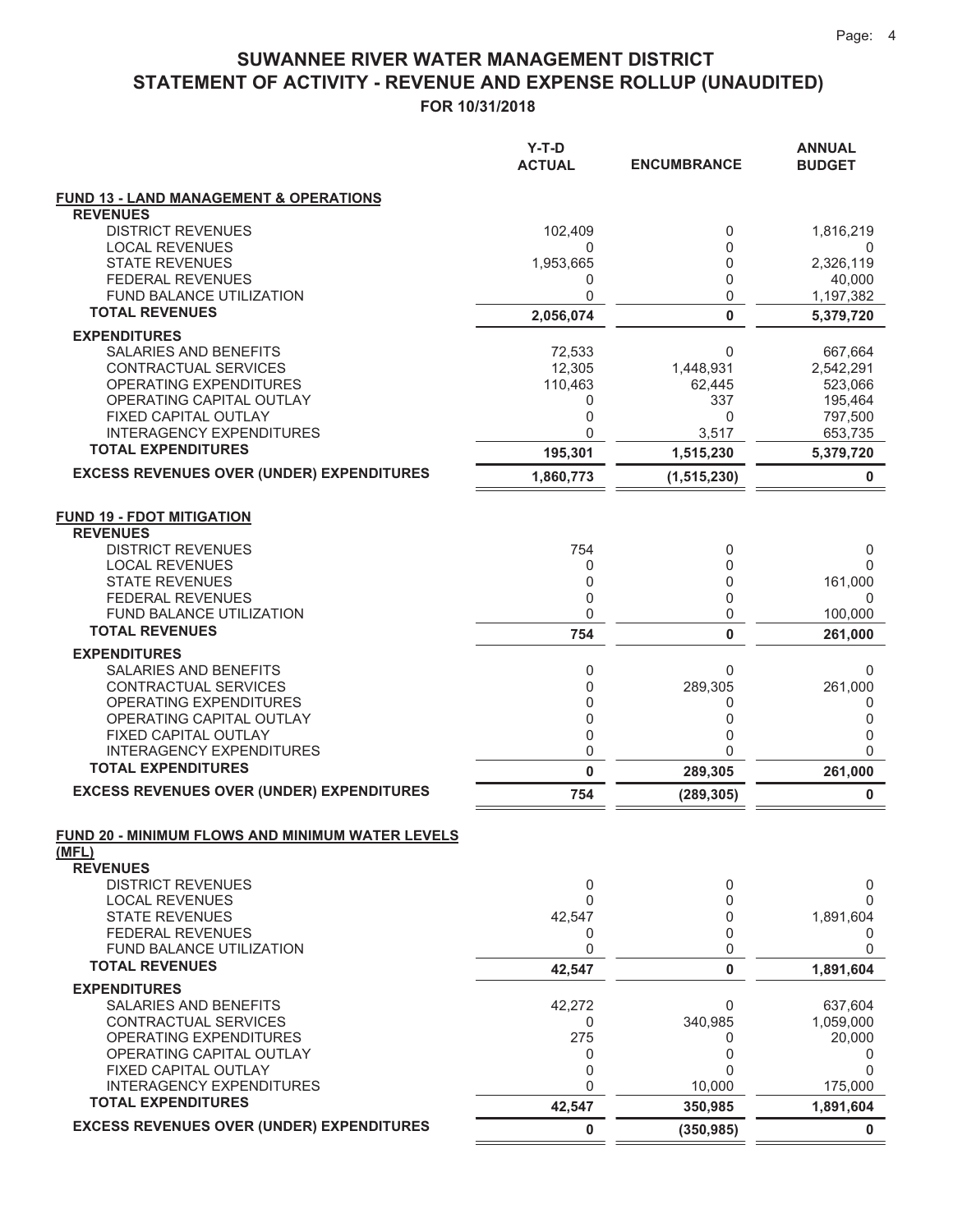# SUWANNEE RIVER WATER MANAGEMENT DISTRICT
## STATEMENT OF ACTIVITY - REVENUE AND EXPENSE ROLLUP (UNAUDITED)
### FOR 10/31/2018

| | Y-T-D ACTUAL | ENCUMBRANCE | ANNUAL BUDGET |
|---|---|---|---|
| **FUND 13 - LAND MANAGEMENT & OPERATIONS** | | | |
| **REVENUES** | | | |
| DISTRICT REVENUES | 102,409 | 0 | 1,816,219 |
| LOCAL REVENUES | 0 | 0 | 0 |
| STATE REVENUES | 1,953,665 | 0 | 2,326,119 |
| FEDERAL REVENUES | 0 | 0 | 40,000 |
| FUND BALANCE UTILIZATION | 0 | 0 | 1,197,382 |
| **TOTAL REVENUES** | **2,056,074** | **0** | **5,379,720** |
| **EXPENDITURES** | | | |
| SALARIES AND BENEFITS | 72,533 | 0 | 667,664 |
| CONTRACTUAL SERVICES | 12,305 | 1,448,931 | 2,542,291 |
| OPERATING EXPENDITURES | 110,463 | 62,445 | 523,066 |
| OPERATING CAPITAL OUTLAY | 0 | 337 | 195,464 |
| FIXED CAPITAL OUTLAY | 0 | 0 | 797,500 |
| INTERAGENCY EXPENDITURES | 0 | 3,517 | 653,735 |
| **TOTAL EXPENDITURES** | **195,301** | **1,515,230** | **5,379,720** |
| **EXCESS REVENUES OVER (UNDER) EXPENDITURES** | **1,860,773** | **(1,515,230)** | **0** |
| **FUND 19 - FDOT MITIGATION** | | | |
| **REVENUES** | | | |
| DISTRICT REVENUES | 754 | 0 | 0 |
| LOCAL REVENUES | 0 | 0 | 0 |
| STATE REVENUES | 0 | 0 | 161,000 |
| FEDERAL REVENUES | 0 | 0 | 0 |
| FUND BALANCE UTILIZATION | 0 | 0 | 100,000 |
| **TOTAL REVENUES** | **754** | **0** | **261,000** |
| **EXPENDITURES** | | | |
| SALARIES AND BENEFITS | 0 | 0 | 0 |
| CONTRACTUAL SERVICES | 0 | 289,305 | 261,000 |
| OPERATING EXPENDITURES | 0 | 0 | 0 |
| OPERATING CAPITAL OUTLAY | 0 | 0 | 0 |
| FIXED CAPITAL OUTLAY | 0 | 0 | 0 |
| INTERAGENCY EXPENDITURES | 0 | 0 | 0 |
| **TOTAL EXPENDITURES** | **0** | **289,305** | **261,000** |
| **EXCESS REVENUES OVER (UNDER) EXPENDITURES** | **754** | **(289,305)** | **0** |
| **FUND 20 - MINIMUM FLOWS AND MINIMUM WATER LEVELS (MFL)** | | | |
| **REVENUES** | | | |
| DISTRICT REVENUES | 0 | 0 | 0 |
| LOCAL REVENUES | 0 | 0 | 0 |
| STATE REVENUES | 42,547 | 0 | 1,891,604 |
| FEDERAL REVENUES | 0 | 0 | 0 |
| FUND BALANCE UTILIZATION | 0 | 0 | 0 |
| **TOTAL REVENUES** | **42,547** | **0** | **1,891,604** |
| **EXPENDITURES** | | | |
| SALARIES AND BENEFITS | 42,272 | 0 | 637,604 |
| CONTRACTUAL SERVICES | 0 | 340,985 | 1,059,000 |
| OPERATING EXPENDITURES | 275 | 0 | 20,000 |
| OPERATING CAPITAL OUTLAY | 0 | 0 | 0 |
| FIXED CAPITAL OUTLAY | 0 | 0 | 0 |
| INTERAGENCY EXPENDITURES | 0 | 10,000 | 175,000 |
| **TOTAL EXPENDITURES** | **42,547** | **350,985** | **1,891,604** |
| **EXCESS REVENUES OVER (UNDER) EXPENDITURES** | **0** | **(350,985)** | **0** |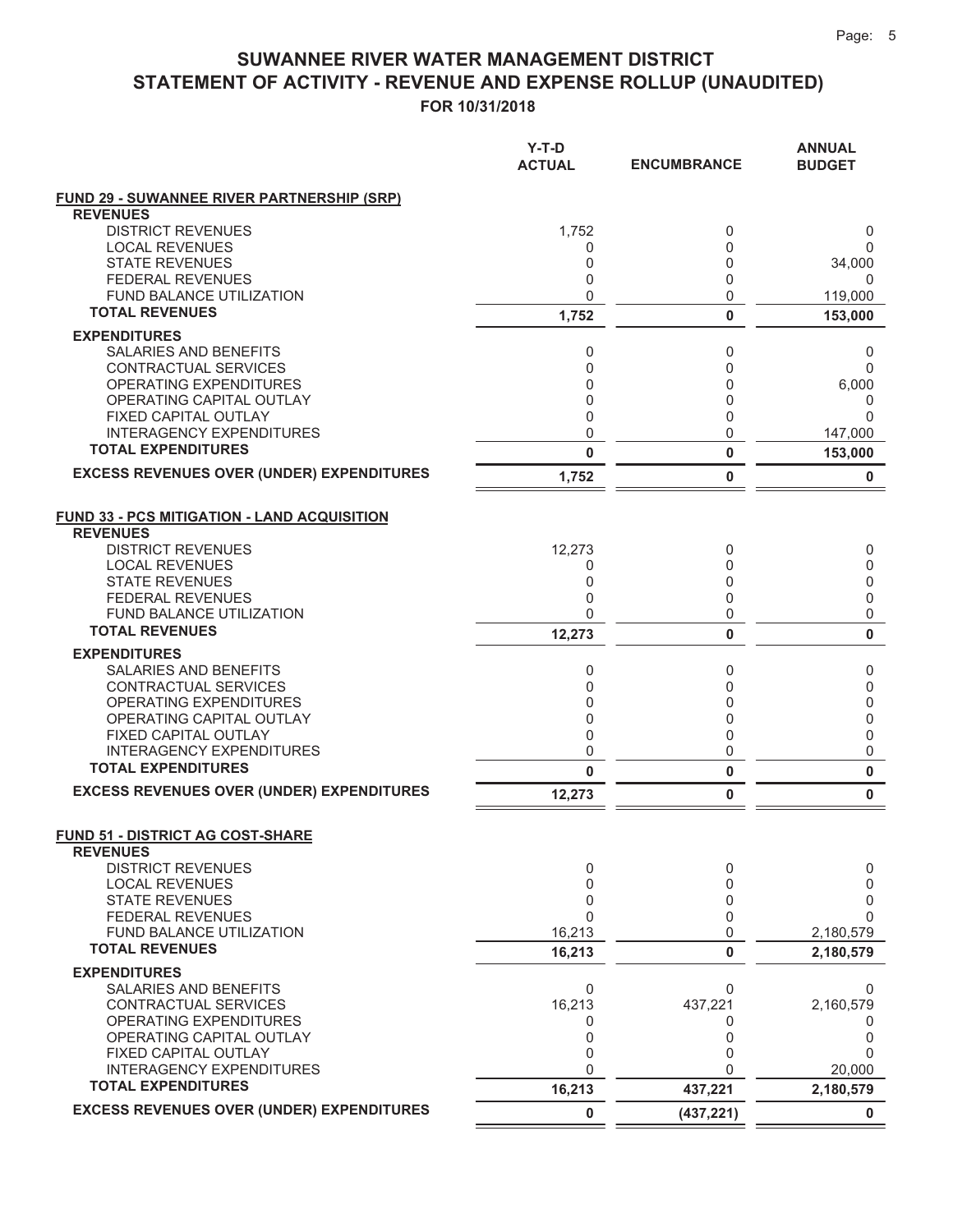# SUWANNEE RIVER WATER MANAGEMENT DISTRICT

## STATEMENT OF ACTIVITY - REVENUE AND EXPENSE ROLLUP (UNAUDITED)

### FOR 10/31/2018

| | Y-T-D ACTUAL | ENCUMBRANCE | ANNUAL BUDGET |
|---|---|---|---|
| **FUND 29 - SUWANNEE RIVER PARTNERSHIP (SRP)** | | | |
| **REVENUES** | | | |
| DISTRICT REVENUES | 1,752 | 0 | 0 |
| LOCAL REVENUES | 0 | 0 | 0 |
| STATE REVENUES | 0 | 0 | 34,000 |
| FEDERAL REVENUES | 0 | 0 | 0 |
| FUND BALANCE UTILIZATION | 0 | 0 | 119,000 |
| **TOTAL REVENUES** | **1,752** | **0** | **153,000** |
| **EXPENDITURES** | | | |
| SALARIES AND BENEFITS | 0 | 0 | 0 |
| CONTRACTUAL SERVICES | 0 | 0 | 0 |
| OPERATING EXPENDITURES | 0 | 0 | 6,000 |
| OPERATING CAPITAL OUTLAY | 0 | 0 | 0 |
| FIXED CAPITAL OUTLAY | 0 | 0 | 0 |
| INTERAGENCY EXPENDITURES | 0 | 0 | 147,000 |
| **TOTAL EXPENDITURES** | **0** | **0** | **153,000** |
| **EXCESS REVENUES OVER (UNDER) EXPENDITURES** | **1,752** | **0** | **0** |
| **FUND 33 - PCS MITIGATION - LAND ACQUISITION** | | | |
| **REVENUES** | | | |
| DISTRICT REVENUES | 12,273 | 0 | 0 |
| LOCAL REVENUES | 0 | 0 | 0 |
| STATE REVENUES | 0 | 0 | 0 |
| FEDERAL REVENUES | 0 | 0 | 0 |
| FUND BALANCE UTILIZATION | 0 | 0 | 0 |
| **TOTAL REVENUES** | **12,273** | **0** | **0** |
| **EXPENDITURES** | | | |
| SALARIES AND BENEFITS | 0 | 0 | 0 |
| CONTRACTUAL SERVICES | 0 | 0 | 0 |
| OPERATING EXPENDITURES | 0 | 0 | 0 |
| OPERATING CAPITAL OUTLAY | 0 | 0 | 0 |
| FIXED CAPITAL OUTLAY | 0 | 0 | 0 |
| INTERAGENCY EXPENDITURES | 0 | 0 | 0 |
| **TOTAL EXPENDITURES** | **0** | **0** | **0** |
| **EXCESS REVENUES OVER (UNDER) EXPENDITURES** | **12,273** | **0** | **0** |
| **FUND 51 - DISTRICT AG COST-SHARE** | | | |
| **REVENUES** | | | |
| DISTRICT REVENUES | 0 | 0 | 0 |
| LOCAL REVENUES | 0 | 0 | 0 |
| STATE REVENUES | 0 | 0 | 0 |
| FEDERAL REVENUES | 0 | 0 | 0 |
| FUND BALANCE UTILIZATION | 16,213 | 0 | 2,180,579 |
| **TOTAL REVENUES** | **16,213** | **0** | **2,180,579** |
| **EXPENDITURES** | | | |
| SALARIES AND BENEFITS | 0 | 0 | 0 |
| CONTRACTUAL SERVICES | 16,213 | 437,221 | 2,160,579 |
| OPERATING EXPENDITURES | 0 | 0 | 0 |
| OPERATING CAPITAL OUTLAY | 0 | 0 | 0 |
| FIXED CAPITAL OUTLAY | 0 | 0 | 0 |
| INTERAGENCY EXPENDITURES | 0 | 0 | 20,000 |
| **TOTAL EXPENDITURES** | **16,213** | **437,221** | **2,180,579** |
| **EXCESS REVENUES OVER (UNDER) EXPENDITURES** | **0** | **(437,221)** | **0** |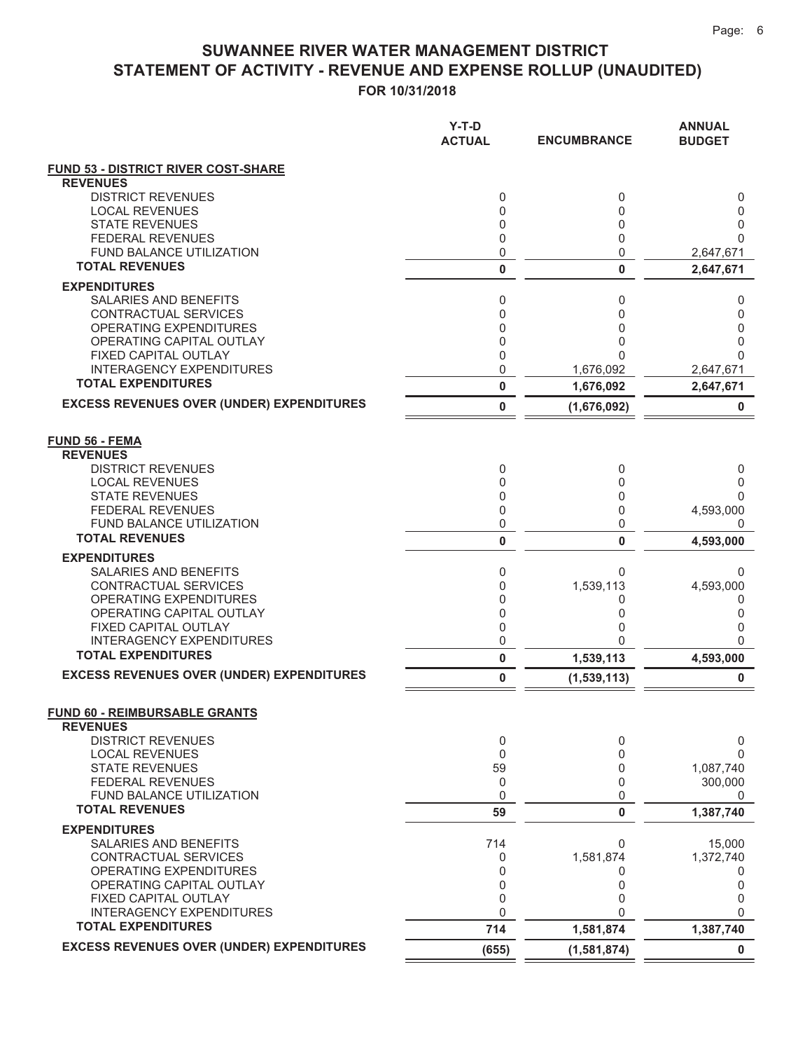# SUWANNEE RIVER WATER MANAGEMENT DISTRICT
# STATEMENT OF ACTIVITY - REVENUE AND EXPENSE ROLLUP (UNAUDITED)
## FOR 10/31/2018

| | Y-T-D ACTUAL | ENCUMBRANCE | ANNUAL BUDGET |
|---|---|---|---|
| **FUND 53 - DISTRICT RIVER COST-SHARE** | | | |
| **REVENUES** | | | |
| DISTRICT REVENUES | 0 | 0 | 0 |
| LOCAL REVENUES | 0 | 0 | 0 |
| STATE REVENUES | 0 | 0 | 0 |
| FEDERAL REVENUES | 0 | 0 | 0 |
| FUND BALANCE UTILIZATION | 0 | 0 | 2,647,671 |
| **TOTAL REVENUES** | **0** | **0** | **2,647,671** |
| **EXPENDITURES** | | | |
| SALARIES AND BENEFITS | 0 | 0 | 0 |
| CONTRACTUAL SERVICES | 0 | 0 | 0 |
| OPERATING EXPENDITURES | 0 | 0 | 0 |
| OPERATING CAPITAL OUTLAY | 0 | 0 | 0 |
| FIXED CAPITAL OUTLAY | 0 | 0 | 0 |
| INTERAGENCY EXPENDITURES | 0 | 1,676,092 | 2,647,671 |
| **TOTAL EXPENDITURES** | **0** | **1,676,092** | **2,647,671** |
| **EXCESS REVENUES OVER (UNDER) EXPENDITURES** | **0** | **(1,676,092)** | **0** |
| **FUND 56 - FEMA** | | | |
| **REVENUES** | | | |
| DISTRICT REVENUES | 0 | 0 | 0 |
| LOCAL REVENUES | 0 | 0 | 0 |
| STATE REVENUES | 0 | 0 | 0 |
| FEDERAL REVENUES | 0 | 0 | 4,593,000 |
| FUND BALANCE UTILIZATION | 0 | 0 | 0 |
| **TOTAL REVENUES** | **0** | **0** | **4,593,000** |
| **EXPENDITURES** | | | |
| SALARIES AND BENEFITS | 0 | 0 | 0 |
| CONTRACTUAL SERVICES | 0 | 1,539,113 | 4,593,000 |
| OPERATING EXPENDITURES | 0 | 0 | 0 |
| OPERATING CAPITAL OUTLAY | 0 | 0 | 0 |
| FIXED CAPITAL OUTLAY | 0 | 0 | 0 |
| INTERAGENCY EXPENDITURES | 0 | 0 | 0 |
| **TOTAL EXPENDITURES** | **0** | **1,539,113** | **4,593,000** |
| **EXCESS REVENUES OVER (UNDER) EXPENDITURES** | **0** | **(1,539,113)** | **0** |
| **FUND 60 - REIMBURSABLE GRANTS** | | | |
| **REVENUES** | | | |
| DISTRICT REVENUES | 0 | 0 | 0 |
| LOCAL REVENUES | 0 | 0 | 0 |
| STATE REVENUES | 59 | 0 | 1,087,740 |
| FEDERAL REVENUES | 0 | 0 | 300,000 |
| FUND BALANCE UTILIZATION | 0 | 0 | 0 |
| **TOTAL REVENUES** | **59** | **0** | **1,387,740** |
| **EXPENDITURES** | | | |
| SALARIES AND BENEFITS | 714 | 0 | 15,000 |
| CONTRACTUAL SERVICES | 0 | 1,581,874 | 1,372,740 |
| OPERATING EXPENDITURES | 0 | 0 | 0 |
| OPERATING CAPITAL OUTLAY | 0 | 0 | 0 |
| FIXED CAPITAL OUTLAY | 0 | 0 | 0 |
| INTERAGENCY EXPENDITURES | 0 | 0 | 0 |
| **TOTAL EXPENDITURES** | **714** | **1,581,874** | **1,387,740** |
| **EXCESS REVENUES OVER (UNDER) EXPENDITURES** | **(655)** | **(1,581,874)** | **0** |